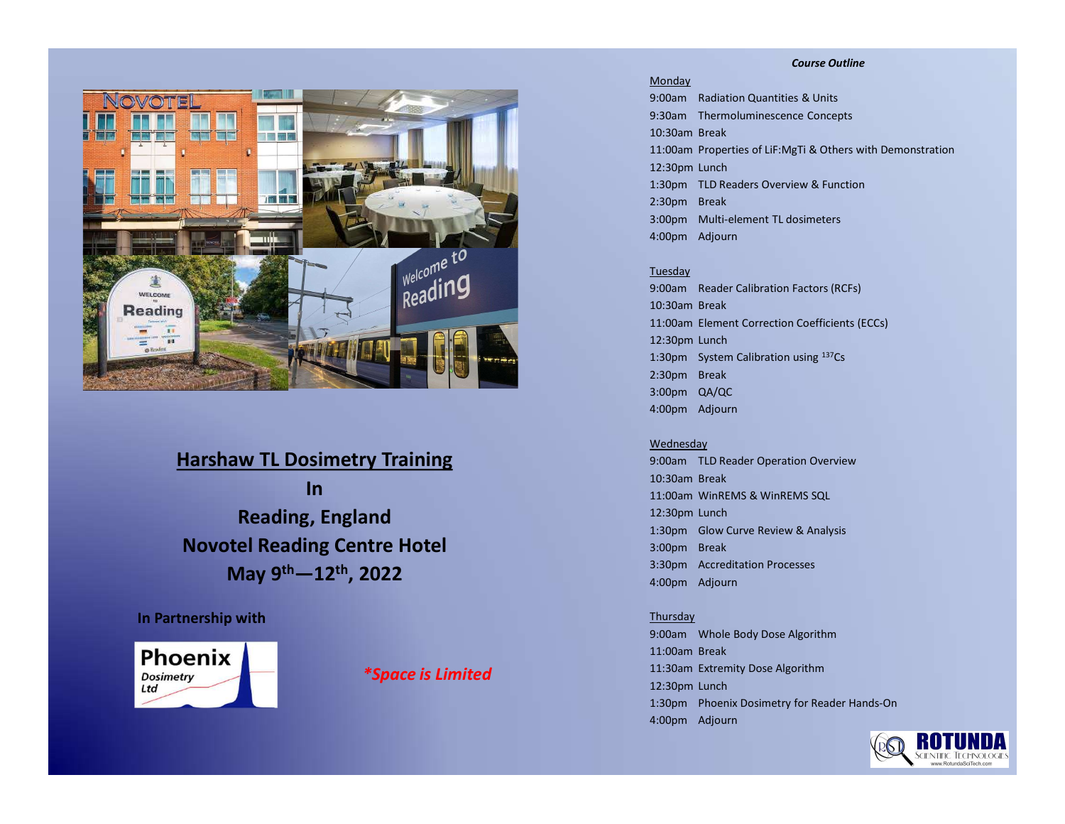# Harshaw TL Dosimetry Training

**In**

**Reading, England**

**Novotel Reading Centre Hotel**

**May 9th—12th, 2022**

**In Partnership with**

Phoenix Dosimetry Ltd

***Space is Limited**

***Course Outline***

Monday

9:00am Radiation Quantities & Units
9:30am Thermoluminescence Concepts
10:30am Break
11:00am Properties of LiF:MgTi & Others with Demonstration
12:30pm Lunch
1:30pm TLD Readers Overview & Function
2:30pm Break
3:00pm Multi-element TL dosimeters
4:00pm Adjourn

Tuesday

9:00am Reader Calibration Factors (RCFs)
10:30am Break
11:00am Element Correction Coefficients (ECCs)
12:30pm Lunch
1:30pm System Calibration using $^{137}$Cs
2:30pm Break
3:00pm QA/QC
4:00pm Adjourn

Wednesday

9:00am TLD Reader Operation Overview
10:30am Break
11:00am WinREMS & WinREMS SQL
12:30pm Lunch
1:30pm Glow Curve Review & Analysis
3:00pm Break
3:30pm Accreditation Processes
4:00pm Adjourn

Thursday

9:00am Whole Body Dose Algorithm
11:00am Break
11:30am Extremity Dose Algorithm
12:30pm Lunch
1:30pm Phoenix Dosimetry for Reader Hands-On
4:00pm Adjourn

ROTUNDA Scientific Technologies
www.RotundaSciTech.com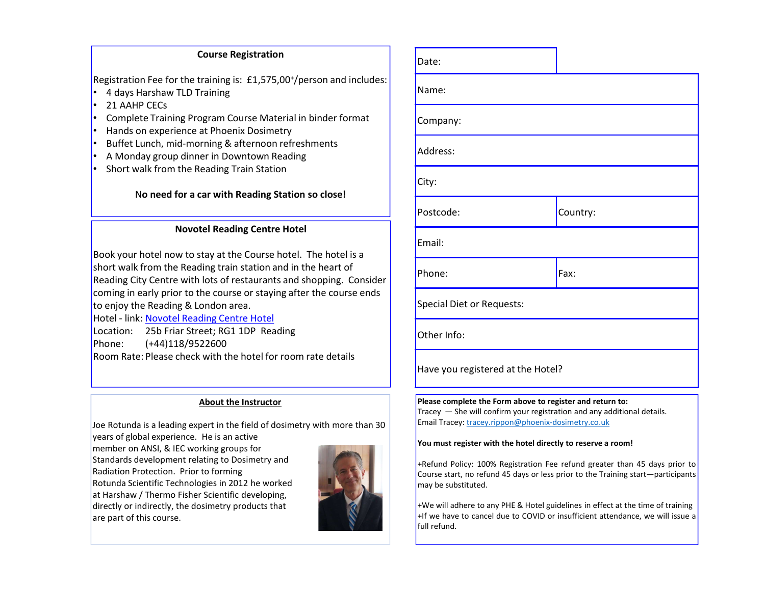### Course Registration

Registration Fee for the training is: £1,575,00⁺/person and includes:

- 4 days Harshaw TLD Training
- 21 AAHP CECs
- Complete Training Program Course Material in binder format
- Hands on experience at Phoenix Dosimetry
- Buffet Lunch, mid-morning & afternoon refreshments
- A Monday group dinner in Downtown Reading
- Short walk from the Reading Train Station

**No need for a car with Reading Station so close!**

### Novotel Reading Centre Hotel

Book your hotel now to stay at the Course hotel. The hotel is a short walk from the Reading train station and in the heart of Reading City Centre with lots of restaurants and shopping. Consider coming in early prior to the course or staying after the course ends to enjoy the Reading & London area.

Hotel - link: Novotel Reading Centre Hotel
Location: 25b Friar Street; RG1 1DP Reading
Phone: (+44)118/9522600
Room Rate: Please check with the hotel for room rate details

### About the Instructor

Joe Rotunda is a leading expert in the field of dosimetry with more than 30 years of global experience. He is an active member on ANSI, & IEC working groups for Standards development relating to Dosimetry and Radiation Protection. Prior to forming Rotunda Scientific Technologies in 2012 he worked at Harshaw / Thermo Fisher Scientific developing, directly or indirectly, the dosimetry products that are part of this course.

| | |
|---|---|
| Date: | |
| Name: | |
| Company: | |
| Address: | |
| City: | |
| Postcode: | Country: |
| Email: | |
| Phone: | Fax: |
| Special Diet or Requests: | |
| Other Info: | |
| Have you registered at the Hotel? | |

**Please complete the Form above to register and return to:**
Tracey — She will confirm your registration and any additional details.
Email Tracey: tracey.rippon@phoenix-dosimetry.co.uk

**You must register with the hotel directly to reserve a room!**

+Refund Policy: 100% Registration Fee refund greater than 45 days prior to Course start, no refund 45 days or less prior to the Training start—participants may be substituted.

+We will adhere to any PHE & Hotel guidelines in effect at the time of training
+If we have to cancel due to COVID or insufficient attendance, we will issue a full refund.